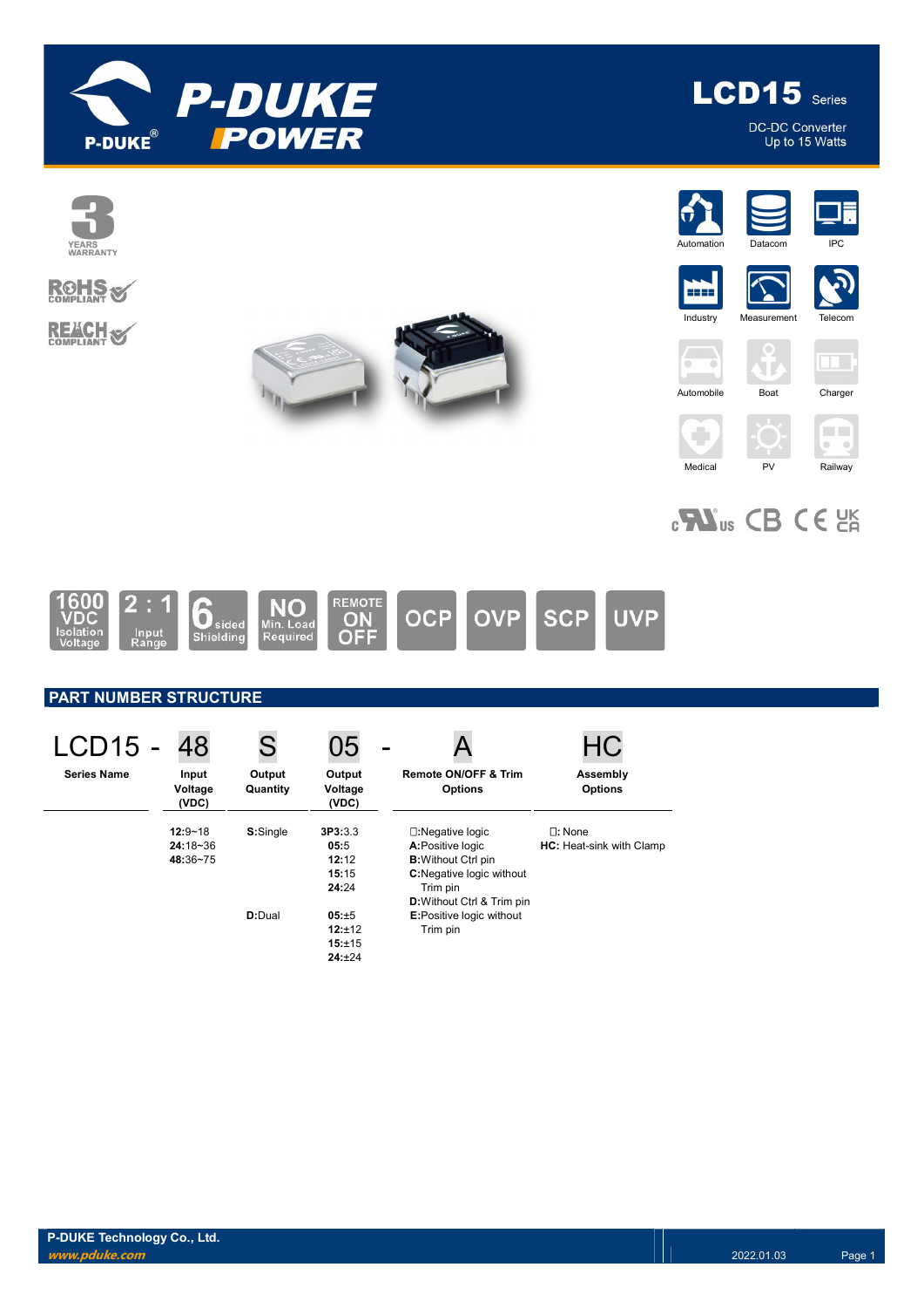# LCD15 Series

DC-DC Converter
Up to 15 Watts

3 YEARS WARRANTY

RoHS COMPLIANT

REACH COMPLIANT

Automation | Datacom | IPC | Industry | Measurement | Telecom | Automobile | Boat | Charger | Medical | PV | Railway

1600 VDC Isolation Voltage | 2 : 1 Input Range | 6 sided Shielding | NO Min. Load Required | REMOTE ON OFF | OCP | OVP | SCP | UVP

## PART NUMBER STRUCTURE

| LCD15 - | 48 | S | 05 | - A | HC |
|---|---|---|---|---|---|
| **Series Name** | **Input Voltage (VDC)** | **Output Quantity** | **Output Voltage (VDC)** | **Remote ON/OFF & Trim Options** | **Assembly Options** |
| | **12:**9~18<br>**24:**18~36<br>**48:**36~75 | **S:**Single | **3P3:**3.3<br>**05:**5<br>**12:**12<br>**15:**15<br>**24:**24 | □:Negative logic<br>**A:**Positive logic<br>**B:**Without Ctrl pin<br>**C:**Negative logic without Trim pin<br>**D:**Without Ctrl & Trim pin<br>**E:**Positive logic without Trim pin | □: None<br>**HC:** Heat-sink with Clamp |
| | | **D:**Dual | **05:**±5<br>**12:**±12<br>**15:**±15<br>**24:**±24 | | |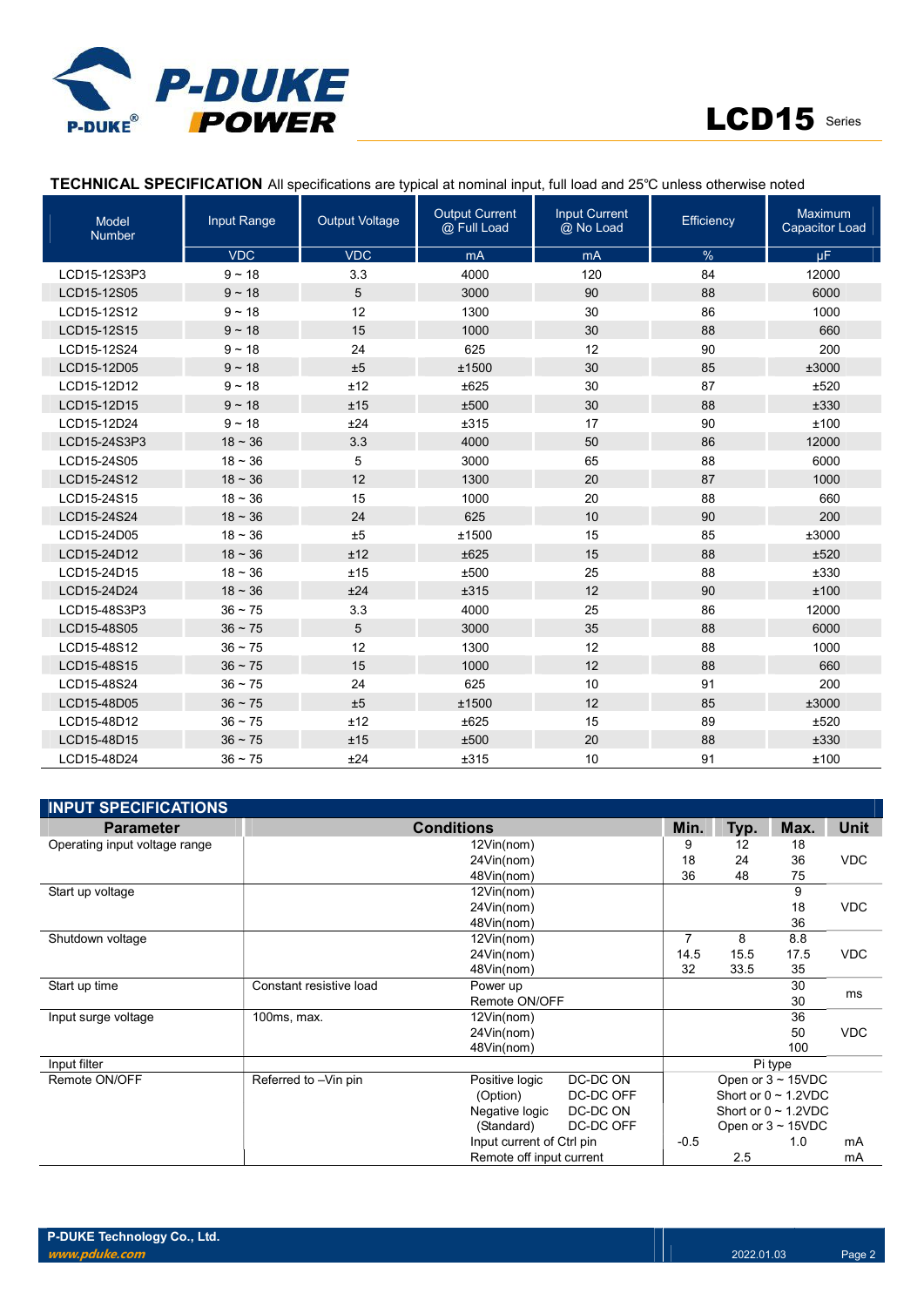## TECHNICAL SPECIFICATION

All specifications are typical at nominal input, full load and 25℃ unless otherwise noted

| Model Number | Input Range | Output Voltage | Output Current @ Full Load | Input Current @ No Load | Efficiency | Maximum Capacitor Load |
|---|---|---|---|---|---|---|
| | VDC | VDC | mA | mA | % | µF |
| LCD15-12S3P3 | 9 ~ 18 | 3.3 | 4000 | 120 | 84 | 12000 |
| LCD15-12S05 | 9 ~ 18 | 5 | 3000 | 90 | 88 | 6000 |
| LCD15-12S12 | 9 ~ 18 | 12 | 1300 | 30 | 86 | 1000 |
| LCD15-12S15 | 9 ~ 18 | 15 | 1000 | 30 | 88 | 660 |
| LCD15-12S24 | 9 ~ 18 | 24 | 625 | 12 | 90 | 200 |
| LCD15-12D05 | 9 ~ 18 | ±5 | ±1500 | 30 | 85 | ±3000 |
| LCD15-12D12 | 9 ~ 18 | ±12 | ±625 | 30 | 87 | ±520 |
| LCD15-12D15 | 9 ~ 18 | ±15 | ±500 | 30 | 88 | ±330 |
| LCD15-12D24 | 9 ~ 18 | ±24 | ±315 | 17 | 90 | ±100 |
| LCD15-24S3P3 | 18 ~ 36 | 3.3 | 4000 | 50 | 86 | 12000 |
| LCD15-24S05 | 18 ~ 36 | 5 | 3000 | 65 | 88 | 6000 |
| LCD15-24S12 | 18 ~ 36 | 12 | 1300 | 20 | 87 | 1000 |
| LCD15-24S15 | 18 ~ 36 | 15 | 1000 | 20 | 88 | 660 |
| LCD15-24S24 | 18 ~ 36 | 24 | 625 | 10 | 90 | 200 |
| LCD15-24D05 | 18 ~ 36 | ±5 | ±1500 | 15 | 85 | ±3000 |
| LCD15-24D12 | 18 ~ 36 | ±12 | ±625 | 15 | 88 | ±520 |
| LCD15-24D15 | 18 ~ 36 | ±15 | ±500 | 25 | 88 | ±330 |
| LCD15-24D24 | 18 ~ 36 | ±24 | ±315 | 12 | 90 | ±100 |
| LCD15-48S3P3 | 36 ~ 75 | 3.3 | 4000 | 25 | 86 | 12000 |
| LCD15-48S05 | 36 ~ 75 | 5 | 3000 | 35 | 88 | 6000 |
| LCD15-48S12 | 36 ~ 75 | 12 | 1300 | 12 | 88 | 1000 |
| LCD15-48S15 | 36 ~ 75 | 15 | 1000 | 12 | 88 | 660 |
| LCD15-48S24 | 36 ~ 75 | 24 | 625 | 10 | 91 | 200 |
| LCD15-48D05 | 36 ~ 75 | ±5 | ±1500 | 12 | 85 | ±3000 |
| LCD15-48D12 | 36 ~ 75 | ±12 | ±625 | 15 | 89 | ±520 |
| LCD15-48D15 | 36 ~ 75 | ±15 | ±500 | 20 | 88 | ±330 |
| LCD15-48D24 | 36 ~ 75 | ±24 | ±315 | 10 | 91 | ±100 |

## INPUT SPECIFICATIONS

| Parameter | Conditions | | Min. | Typ. | Max. | Unit |
|---|---|---|---|---|---|---|
| Operating input voltage range | | 12Vin(nom) | 9 | 12 | 18 | VDC |
| | | 24Vin(nom) | 18 | 24 | 36 | |
| | | 48Vin(nom) | 36 | 48 | 75 | |
| Start up voltage | | 12Vin(nom) | | | 9 | VDC |
| | | 24Vin(nom) | | | 18 | |
| | | 48Vin(nom) | | | 36 | |
| Shutdown voltage | | 12Vin(nom) | 7 | 8 | 8.8 | VDC |
| | | 24Vin(nom) | 14.5 | 15.5 | 17.5 | |
| | | 48Vin(nom) | 32 | 33.5 | 35 | |
| Start up time | Constant resistive load | Power up | | | 30 | ms |
| | | Remote ON/OFF | | | 30 | |
| Input surge voltage | 100ms, max. | 12Vin(nom) | | | 36 | VDC |
| | | 24Vin(nom) | | | 50 | |
| | | 48Vin(nom) | | | 100 | |
| Input filter | | | Pi type | | | |
| Remote ON/OFF | Referred to –Vin pin | Positive logic DC-DC ON | Open or 3 ~ 15VDC | | | |
| | | (Option) DC-DC OFF | Short or 0 ~ 1.2VDC | | | |
| | | Negative logic DC-DC ON | Short or 0 ~ 1.2VDC | | | |
| | | (Standard) DC-DC OFF | Open or 3 ~ 15VDC | | | |
| | | Input current of Ctrl pin | -0.5 | | 1.0 | mA |
| | | Remote off input current | | 2.5 | | mA |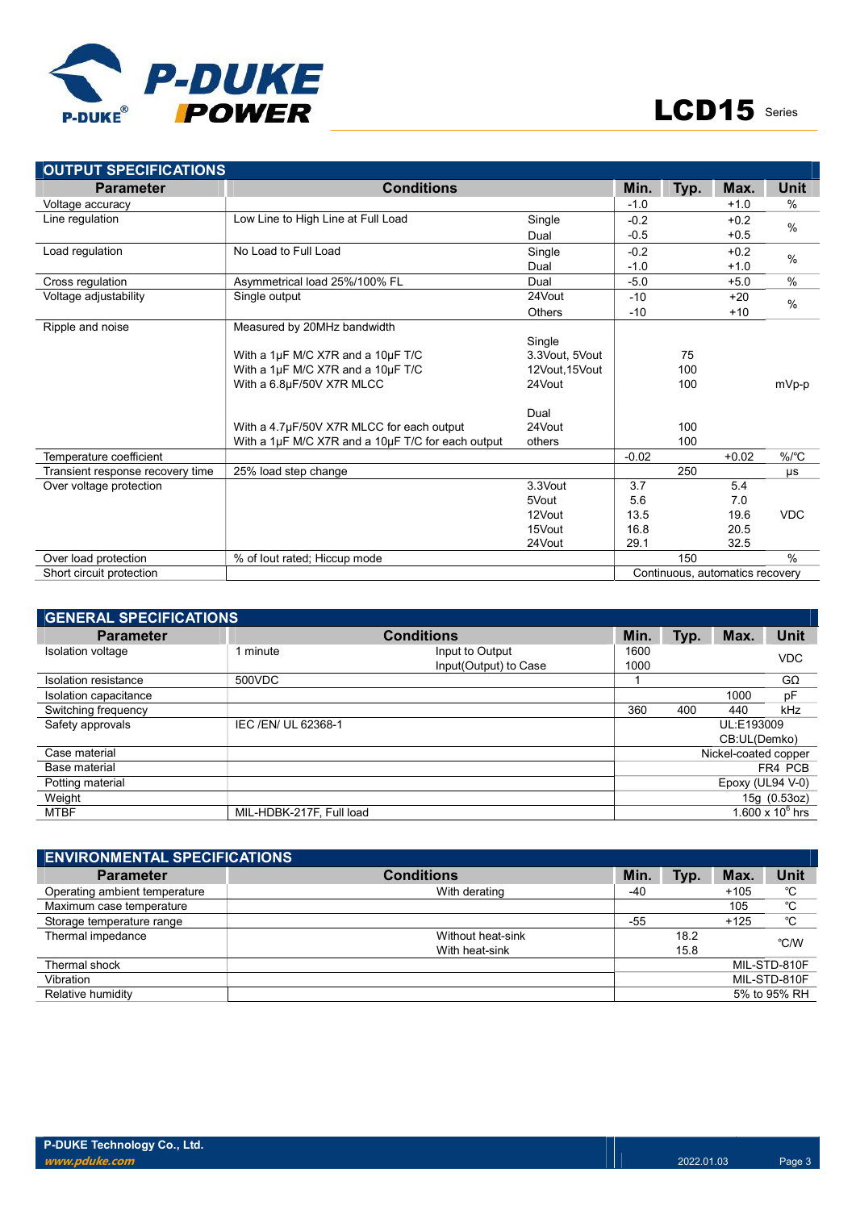## OUTPUT SPECIFICATIONS

| Parameter | Conditions | | Min. | Typ. | Max. | Unit |
|---|---|---|---|---|---|---|
| Voltage accuracy | | | -1.0 | | +1.0 | % |
| Line regulation | Low Line to High Line at Full Load | Single | -0.2 | | +0.2 | % |
| | | Dual | -0.5 | | +0.5 | |
| Load regulation | No Load to Full Load | Single | -0.2 | | +0.2 | % |
| | | Dual | -1.0 | | +1.0 | |
| Cross regulation | Asymmetrical load 25%/100% FL | Dual | -5.0 | | +5.0 | % |
| Voltage adjustability | Single output | 24Vout | -10 | | +20 | % |
| | | Others | -10 | | +10 | |
| Ripple and noise | Measured by 20MHz bandwidth | | | | | mVp-p |
| | | Single | | | | |
| | With a 1μF M/C X7R and a 10μF T/C | 3.3Vout, 5Vout | | 75 | | |
| | With a 1μF M/C X7R and a 10μF T/C | 12Vout,15Vout | | 100 | | |
| | With a 6.8μF/50V X7R MLCC | 24Vout | | 100 | | |
| | | Dual | | | | |
| | With a 4.7μF/50V X7R MLCC for each output | 24Vout | | 100 | | |
| | With a 1μF M/C X7R and a 10μF T/C for each output | others | | 100 | | |
| Temperature coefficient | | | -0.02 | | +0.02 | %/℃ |
| Transient response recovery time | 25% load step change | | | 250 | | μs |
| Over voltage protection | | 3.3Vout | 3.7 | | 5.4 | VDC |
| | | 5Vout | 5.6 | | 7.0 | |
| | | 12Vout | 13.5 | | 19.6 | |
| | | 15Vout | 16.8 | | 20.5 | |
| | | 24Vout | 29.1 | | 32.5 | |
| Over load protection | % of Iout rated; Hiccup mode | | | 150 | | % |
| Short circuit protection | | | Continuous, automatics recovery | | | |

## GENERAL SPECIFICATIONS

| Parameter | Conditions | | Min. | Typ. | Max. | Unit |
|---|---|---|---|---|---|---|
| Isolation voltage | 1 minute | Input to Output | 1600 | | | VDC |
| | | Input(Output) to Case | 1000 | | | |
| Isolation resistance | 500VDC | | 1 | | | GΩ |
| Isolation capacitance | | | | | 1000 | pF |
| Switching frequency | | | 360 | 400 | 440 | kHz |
| Safety approvals | IEC /EN/ UL 62368-1 | | UL:E193009 CB:UL(Demko) | | | |
| Case material | | | Nickel-coated copper | | | |
| Base material | | | FR4 PCB | | | |
| Potting material | | | Epoxy (UL94 V-0) | | | |
| Weight | | | 15g (0.53oz) | | | |
| MTBF | MIL-HDBK-217F, Full load | | $1.600 \times 10^6$ hrs | | | |

## ENVIRONMENTAL SPECIFICATIONS

| Parameter | Conditions | Min. | Typ. | Max. | Unit |
|---|---|---|---|---|---|
| Operating ambient temperature | With derating | -40 | | +105 | ℃ |
| Maximum case temperature | | | | 105 | ℃ |
| Storage temperature range | | -55 | | +125 | ℃ |
| Thermal impedance | Without heat-sink | | 18.2 | | ℃/W |
| | With heat-sink | | 15.8 | | |
| Thermal shock | | MIL-STD-810F | | | |
| Vibration | | MIL-STD-810F | | | |
| Relative humidity | | 5% to 95% RH | | | |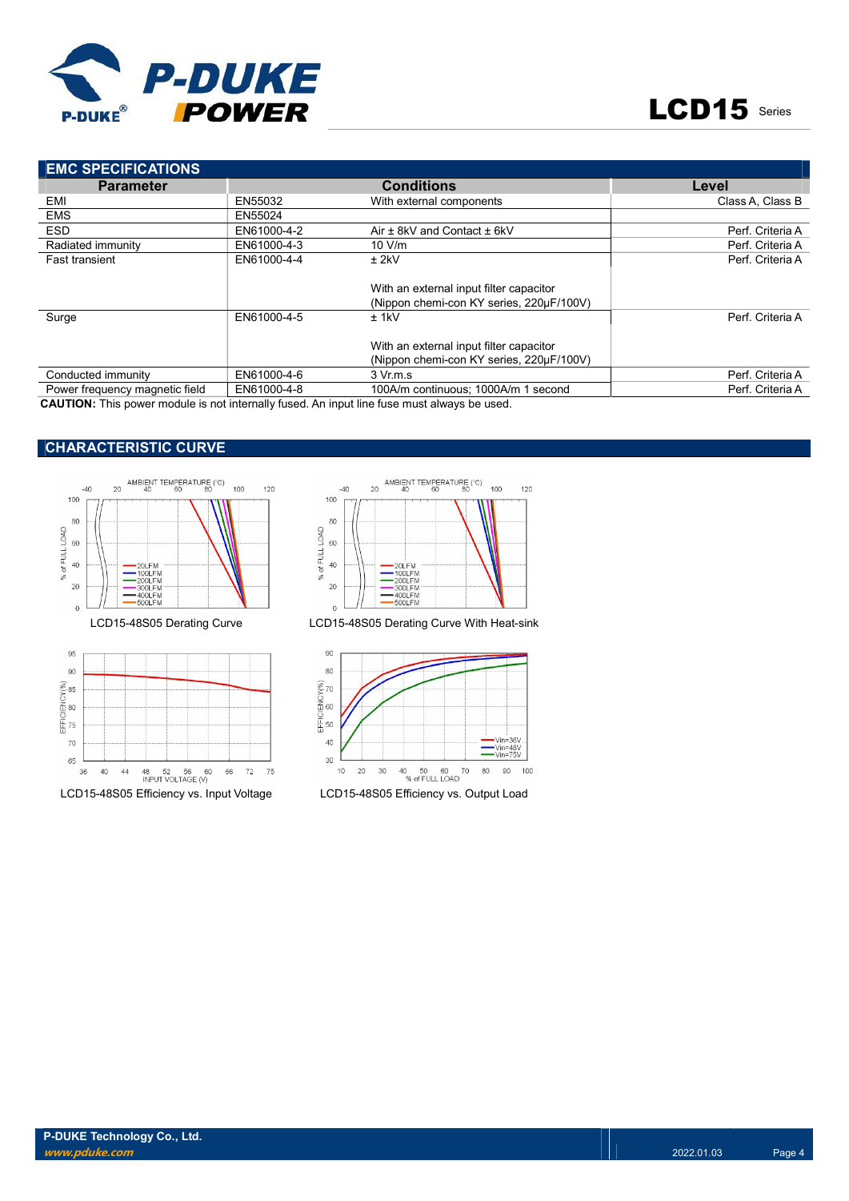## EMC SPECIFICATIONS

| Parameter | Conditions | | Level |
|---|---|---|---|
| EMI | EN55032 | With external components | Class A, Class B |
| EMS | EN55024 | | |
| ESD | EN61000-4-2 | Air ± 8kV and Contact ± 6kV | Perf. Criteria A |
| Radiated immunity | EN61000-4-3 | 10 V/m | Perf. Criteria A |
| Fast transient | EN61000-4-4 | ± 2kV<br><br>With an external input filter capacitor (Nippon chemi-con KY series, 220µF/100V) | Perf. Criteria A |
| Surge | EN61000-4-5 | ± 1kV<br><br>With an external input filter capacitor (Nippon chemi-con KY series, 220µF/100V) | Perf. Criteria A |
| Conducted immunity | EN61000-4-6 | 3 Vr.m.s | Perf. Criteria A |
| Power frequency magnetic field | EN61000-4-8 | 100A/m continuous; 1000A/m 1 second | Perf. Criteria A |

**CAUTION:** This power module is not internally fused. An input line fuse must always be used.

## CHARACTERISTIC CURVE

LCD15-48S05 Derating Curve

LCD15-48S05 Derating Curve With Heat-sink

LCD15-48S05 Efficiency vs. Input Voltage

LCD15-48S05 Efficiency vs. Output Load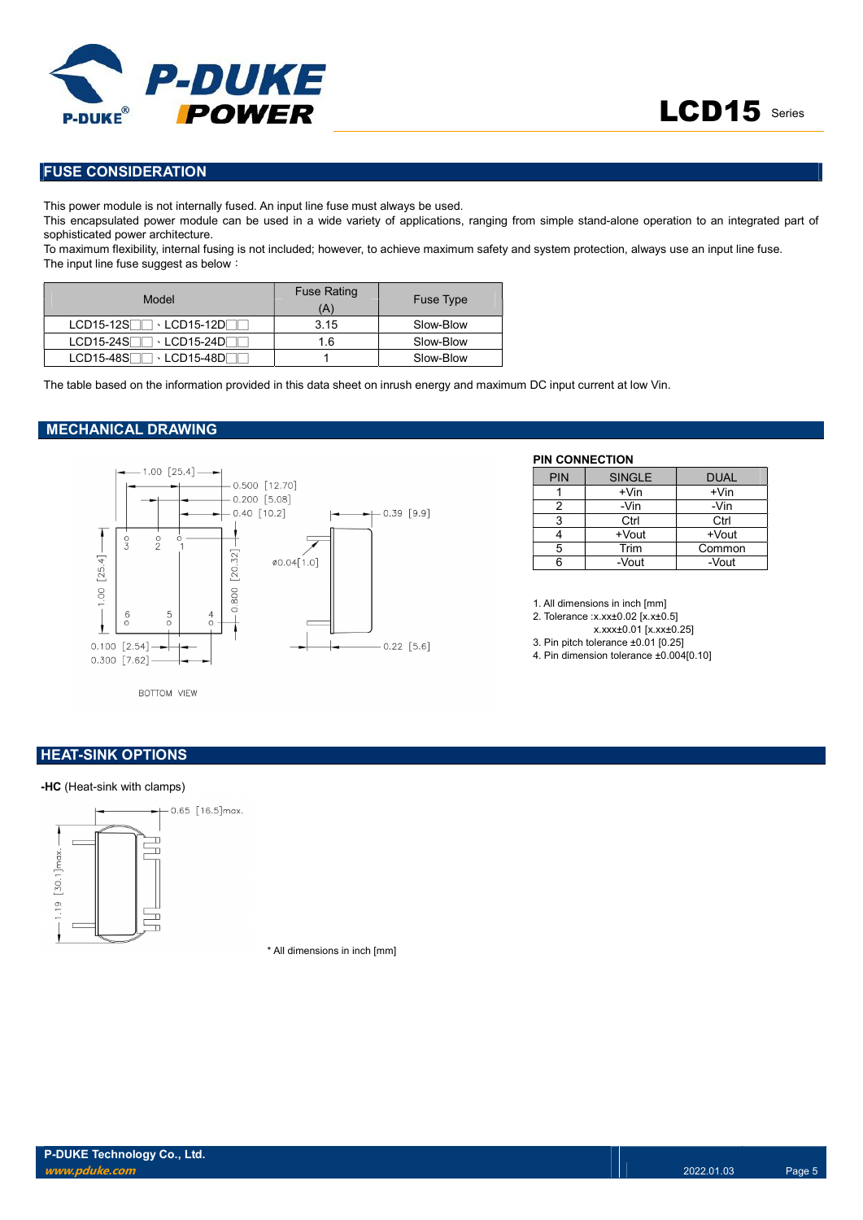## FUSE CONSIDERATION

This power module is not internally fused. An input line fuse must always be used.
This encapsulated power module can be used in a wide variety of applications, ranging from simple stand-alone operation to an integrated part of sophisticated power architecture.
To maximum flexibility, internal fusing is not included; however, to achieve maximum safety and system protection, always use an input line fuse.
The input line fuse suggest as below：

| Model | Fuse Rating (A) | Fuse Type |
|---|---|---|
| LCD15-12S□□、LCD15-12D□□ | 3.15 | Slow-Blow |
| LCD15-24S□□、LCD15-24D□□ | 1.6 | Slow-Blow |
| LCD15-48S□□、LCD15-48D□□ | 1 | Slow-Blow |

The table based on the information provided in this data sheet on inrush energy and maximum DC input current at low Vin.

## MECHANICAL DRAWING

1.00 [25.4]
0.500 [12.70]
0.200 [5.08]
0.40 [10.2]
0.39 [9.9]
ø0.04[1.0]
1.00 [25.4]
0.800 [20.32]
0.100 [2.54]
0.300 [7.62]
0.22 [5.6]

BOTTOM VIEW

**PIN CONNECTION**

| PIN | SINGLE | DUAL |
|---|---|---|
| 1 | +Vin | +Vin |
| 2 | -Vin | -Vin |
| 3 | Ctrl | Ctrl |
| 4 | +Vout | +Vout |
| 5 | Trim | Common |
| 6 | -Vout | -Vout |

1. All dimensions in inch [mm]
2. Tolerance :x.xx±0.02 [x.x±0.5]
   x.xxx±0.01 [x.xx±0.25]
3. Pin pitch tolerance ±0.01 [0.25]
4. Pin dimension tolerance ±0.004[0.10]

## HEAT-SINK OPTIONS

**-HC** (Heat-sink with clamps)

0.65 [16.5]max.
1.19 [30.1]max.

* All dimensions in inch [mm]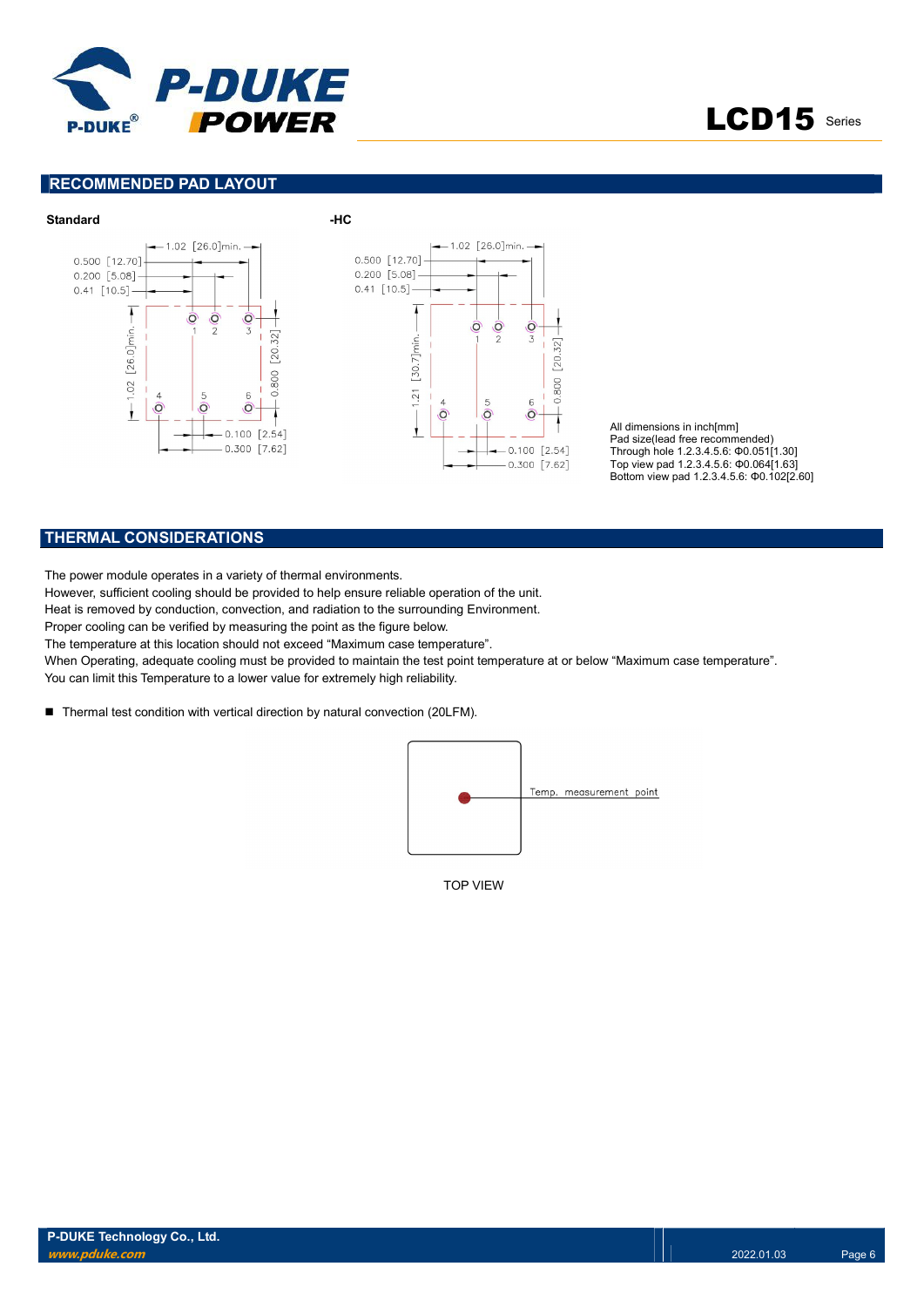## RECOMMENDED PAD LAYOUT

**Standard**

**-HC**

All dimensions in inch[mm]
Pad size(lead free recommended)
Through hole 1.2.3.4.5.6: Φ0.051[1.30]
Top view pad 1.2.3.4.5.6: Φ0.064[1.63]
Bottom view pad 1.2.3.4.5.6: Φ0.102[2.60]

## THERMAL CONSIDERATIONS

The power module operates in a variety of thermal environments.
However, sufficient cooling should be provided to help ensure reliable operation of the unit.
Heat is removed by conduction, convection, and radiation to the surrounding Environment.
Proper cooling can be verified by measuring the point as the figure below.
The temperature at this location should not exceed “Maximum case temperature”.
When Operating, adequate cooling must be provided to maintain the test point temperature at or below “Maximum case temperature”.
You can limit this Temperature to a lower value for extremely high reliability.

- Thermal test condition with vertical direction by natural convection (20LFM).

Temp. measurement point

TOP VIEW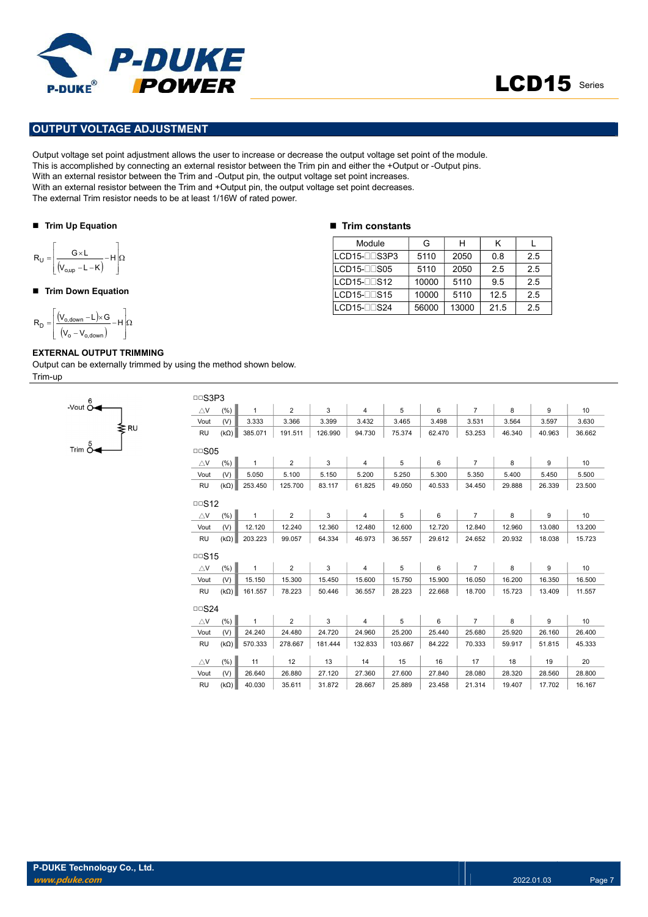## OUTPUT VOLTAGE ADJUSTMENT

Output voltage set point adjustment allows the user to increase or decrease the output voltage set point of the module.
This is accomplished by connecting an external resistor between the Trim pin and either the +Output or -Output pins.
With an external resistor between the Trim and -Output pin, the output voltage set point increases.
With an external resistor between the Trim and +Output pin, the output voltage set point decreases.
The external Trim resistor needs to be at least 1/16W of rated power.

### Trim Up Equation

$$R_U = \left[\frac{G \times L}{(V_{o,up} - L - K)} - H\right]\Omega$$

### Trim Down Equation

$$R_D = \left[\frac{(V_{o,down} - L) \times G}{(V_o - V_{o,down})} - H\right]\Omega$$

### Trim constants

| Module | G | H | K | L |
|---|---|---|---|---|
| LCD15-□□S3P3 | 5110 | 2050 | 0.8 | 2.5 |
| LCD15-□□S05 | 5110 | 2050 | 2.5 | 2.5 |
| LCD15-□□S12 | 10000 | 5110 | 9.5 | 2.5 |
| LCD15-□□S15 | 10000 | 5110 | 12.5 | 2.5 |
| LCD15-□□S24 | 56000 | 13000 | 21.5 | 2.5 |

**EXTERNAL OUTPUT TRIMMING**

Output can be externally trimmed by using the method shown below.

Trim-up

-Vout (6) — RU — Trim (5)

□□S3P3

| △V | (%) | 1 | 2 | 3 | 4 | 5 | 6 | 7 | 8 | 9 | 10 |
|---|---|---|---|---|---|---|---|---|---|---|---|
| Vout | (V) | 3.333 | 3.366 | 3.399 | 3.432 | 3.465 | 3.498 | 3.531 | 3.564 | 3.597 | 3.630 |
| RU | (kΩ) | 385.071 | 191.511 | 126.990 | 94.730 | 75.374 | 62.470 | 53.253 | 46.340 | 40.963 | 36.662 |

□□S05

| △V | (%) | 1 | 2 | 3 | 4 | 5 | 6 | 7 | 8 | 9 | 10 |
|---|---|---|---|---|---|---|---|---|---|---|---|
| Vout | (V) | 5.050 | 5.100 | 5.150 | 5.200 | 5.250 | 5.300 | 5.350 | 5.400 | 5.450 | 5.500 |
| RU | (kΩ) | 253.450 | 125.700 | 83.117 | 61.825 | 49.050 | 40.533 | 34.450 | 29.888 | 26.339 | 23.500 |

□□S12

| △V | (%) | 1 | 2 | 3 | 4 | 5 | 6 | 7 | 8 | 9 | 10 |
|---|---|---|---|---|---|---|---|---|---|---|---|
| Vout | (V) | 12.120 | 12.240 | 12.360 | 12.480 | 12.600 | 12.720 | 12.840 | 12.960 | 13.080 | 13.200 |
| RU | (kΩ) | 203.223 | 99.057 | 64.334 | 46.973 | 36.557 | 29.612 | 24.652 | 20.932 | 18.038 | 15.723 |

□□S15

| △V | (%) | 1 | 2 | 3 | 4 | 5 | 6 | 7 | 8 | 9 | 10 |
|---|---|---|---|---|---|---|---|---|---|---|---|
| Vout | (V) | 15.150 | 15.300 | 15.450 | 15.600 | 15.750 | 15.900 | 16.050 | 16.200 | 16.350 | 16.500 |
| RU | (kΩ) | 161.557 | 78.223 | 50.446 | 36.557 | 28.223 | 22.668 | 18.700 | 15.723 | 13.409 | 11.557 |

□□S24

| △V | (%) | 1 | 2 | 3 | 4 | 5 | 6 | 7 | 8 | 9 | 10 |
|---|---|---|---|---|---|---|---|---|---|---|---|
| Vout | (V) | 24.240 | 24.480 | 24.720 | 24.960 | 25.200 | 25.440 | 25.680 | 25.920 | 26.160 | 26.400 |
| RU | (kΩ) | 570.333 | 278.667 | 181.444 | 132.833 | 103.667 | 84.222 | 70.333 | 59.917 | 51.815 | 45.333 |
| △V | (%) | 11 | 12 | 13 | 14 | 15 | 16 | 17 | 18 | 19 | 20 |
| Vout | (V) | 26.640 | 26.880 | 27.120 | 27.360 | 27.600 | 27.840 | 28.080 | 28.320 | 28.560 | 28.800 |
| RU | (kΩ) | 40.030 | 35.611 | 31.872 | 28.667 | 25.889 | 23.458 | 21.314 | 19.407 | 17.702 | 16.167 |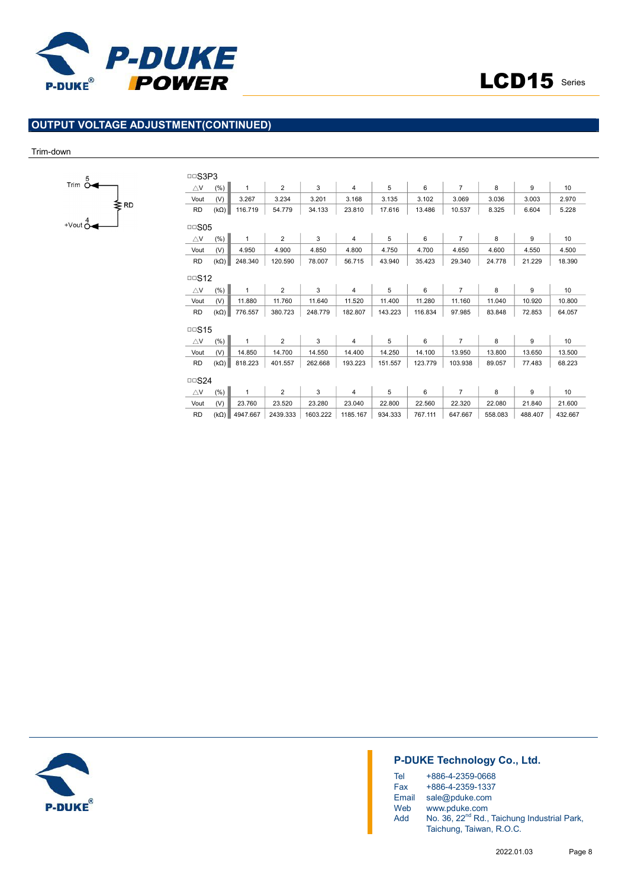## OUTPUT VOLTAGE ADJUSTMENT(CONTINUED)

Trim-down

Trim 5
RD
+Vout 4

□□S3P3

| △V | (%) | 1 | 2 | 3 | 4 | 5 | 6 | 7 | 8 | 9 | 10 |
|---|---|---|---|---|---|---|---|---|---|---|---|
| Vout | (V) | 3.267 | 3.234 | 3.201 | 3.168 | 3.135 | 3.102 | 3.069 | 3.036 | 3.003 | 2.970 |
| RD | (kΩ) | 116.719 | 54.779 | 34.133 | 23.810 | 17.616 | 13.486 | 10.537 | 8.325 | 6.604 | 5.228 |

□□S05

| △V | (%) | 1 | 2 | 3 | 4 | 5 | 6 | 7 | 8 | 9 | 10 |
|---|---|---|---|---|---|---|---|---|---|---|---|
| Vout | (V) | 4.950 | 4.900 | 4.850 | 4.800 | 4.750 | 4.700 | 4.650 | 4.600 | 4.550 | 4.500 |
| RD | (kΩ) | 248.340 | 120.590 | 78.007 | 56.715 | 43.940 | 35.423 | 29.340 | 24.778 | 21.229 | 18.390 |

□□S12

| △V | (%) | 1 | 2 | 3 | 4 | 5 | 6 | 7 | 8 | 9 | 10 |
|---|---|---|---|---|---|---|---|---|---|---|---|
| Vout | (V) | 11.880 | 11.760 | 11.640 | 11.520 | 11.400 | 11.280 | 11.160 | 11.040 | 10.920 | 10.800 |
| RD | (kΩ) | 776.557 | 380.723 | 248.779 | 182.807 | 143.223 | 116.834 | 97.985 | 83.848 | 72.853 | 64.057 |

□□S15

| △V | (%) | 1 | 2 | 3 | 4 | 5 | 6 | 7 | 8 | 9 | 10 |
|---|---|---|---|---|---|---|---|---|---|---|---|
| Vout | (V) | 14.850 | 14.700 | 14.550 | 14.400 | 14.250 | 14.100 | 13.950 | 13.800 | 13.650 | 13.500 |
| RD | (kΩ) | 818.223 | 401.557 | 262.668 | 193.223 | 151.557 | 123.779 | 103.938 | 89.057 | 77.483 | 68.223 |

□□S24

| △V | (%) | 1 | 2 | 3 | 4 | 5 | 6 | 7 | 8 | 9 | 10 |
|---|---|---|---|---|---|---|---|---|---|---|---|
| Vout | (V) | 23.760 | 23.520 | 23.280 | 23.040 | 22.800 | 22.560 | 22.320 | 22.080 | 21.840 | 21.600 |
| RD | (kΩ) | 4947.667 | 2439.333 | 1603.222 | 1185.167 | 934.333 | 767.111 | 647.667 | 558.083 | 488.407 | 432.667 |

**P-DUKE Technology Co., Ltd.**

Tel +886-4-2359-0668
Fax +886-4-2359-1337
Email sale@pduke.com
Web www.pduke.com
Add No. 36, 22nd Rd., Taichung Industrial Park, Taichung, Taiwan, R.O.C.

2022.01.03